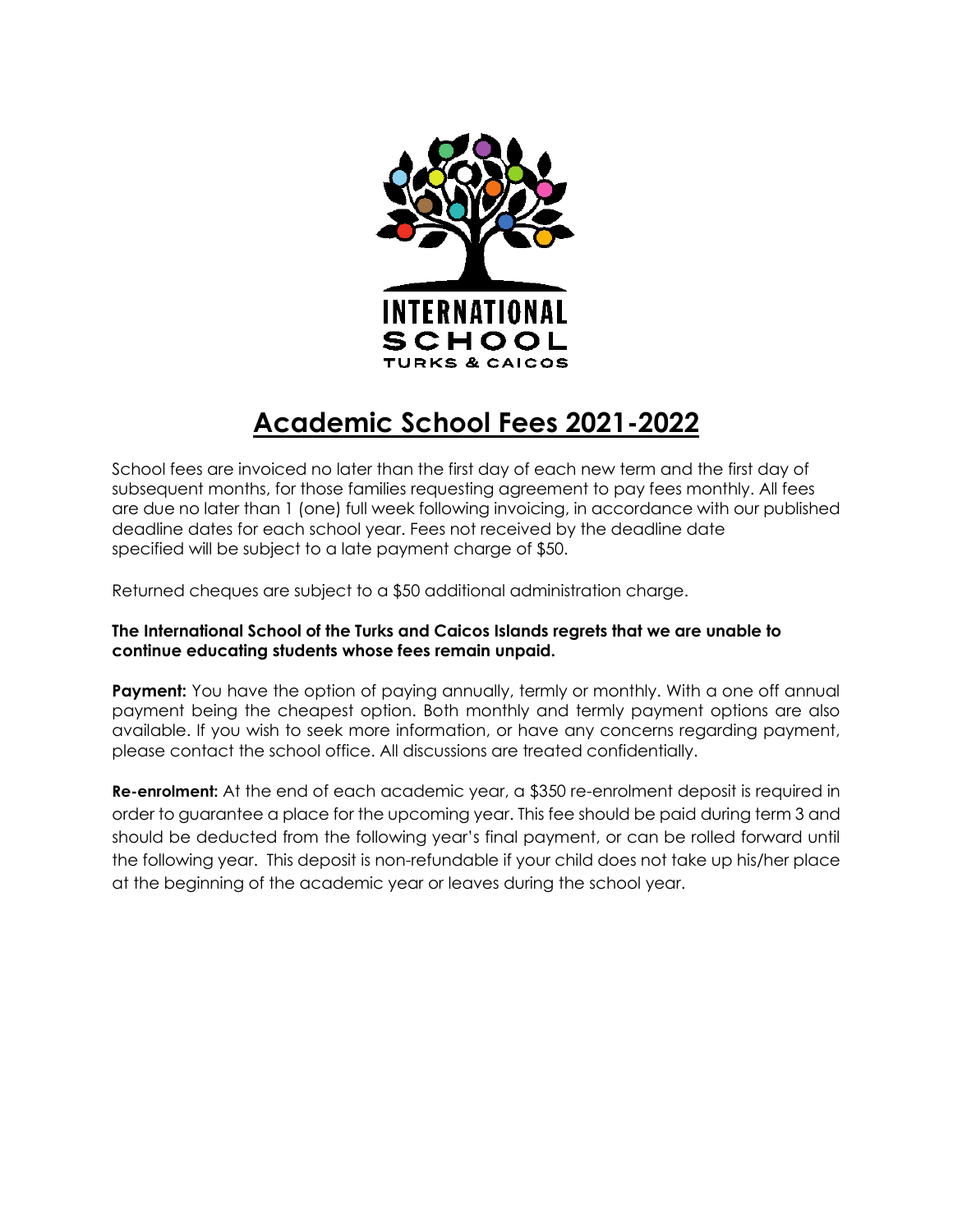INTERNATIONAL SCHOOL TURKS & CAICOS

# Academic School Fees 2021-2022

School fees are invoiced no later than the first day of each new term and the first day of subsequent months, for those families requesting agreement to pay fees monthly. All fees are due no later than 1 (one) full week following invoicing, in accordance with our published deadline dates for each school year. Fees not received by the deadline date specified will be subject to a late payment charge of $50.

Returned cheques are subject to a $50 additional administration charge.

**The International School of the Turks and Caicos Islands regrets that we are unable to continue educating students whose fees remain unpaid.**

**Payment:** You have the option of paying annually, termly or monthly. With a one off annual payment being the cheapest option. Both monthly and termly payment options are also available. If you wish to seek more information, or have any concerns regarding payment, please contact the school office. All discussions are treated confidentially.

**Re-enrolment:** At the end of each academic year, a $350 re-enrolment deposit is required in order to guarantee a place for the upcoming year. This fee should be paid during term 3 and should be deducted from the following year's final payment, or can be rolled forward until the following year. This deposit is non-refundable if your child does not take up his/her place at the beginning of the academic year or leaves during the school year.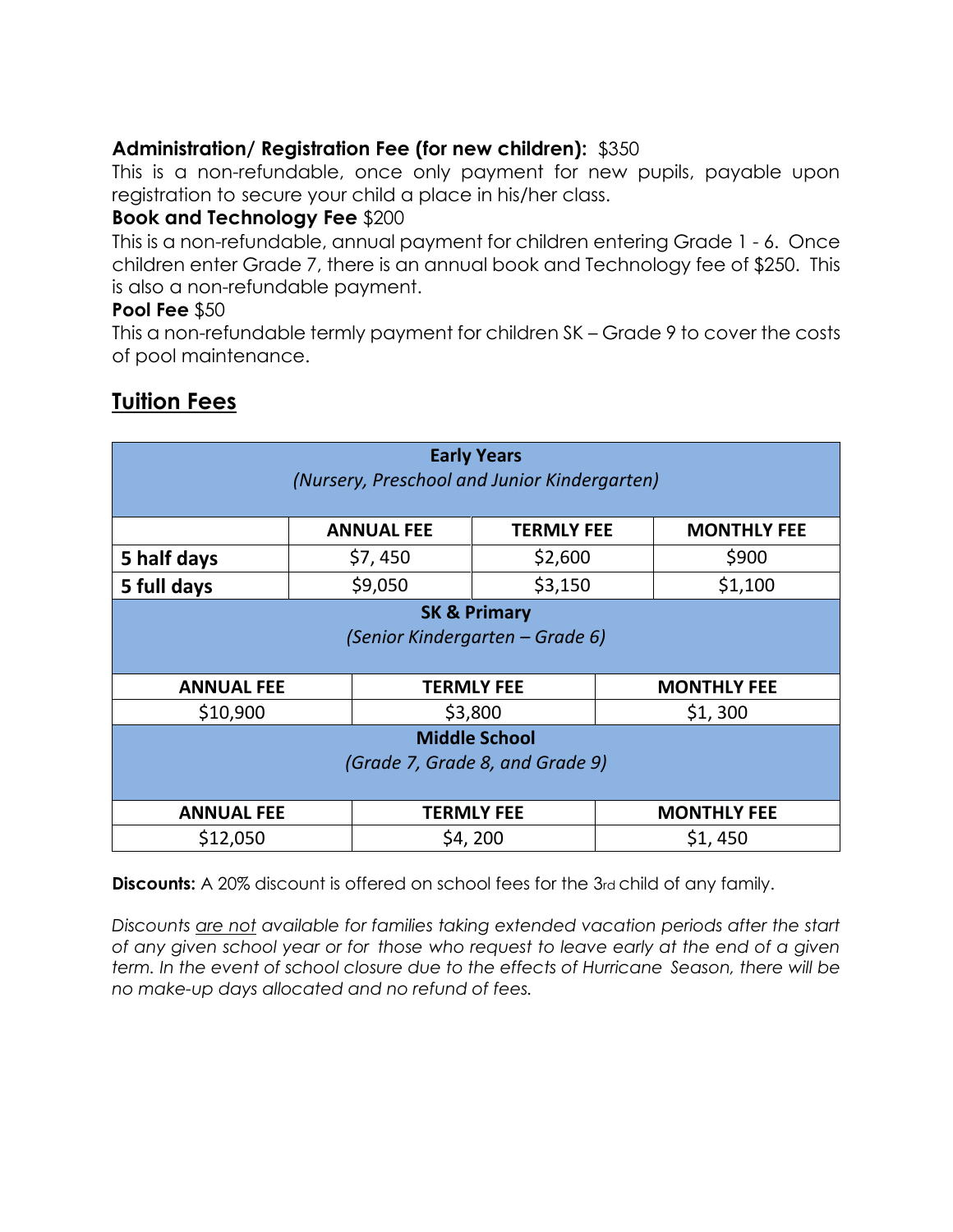**Administration/ Registration Fee (for new children):** $350

This is a non-refundable, once only payment for new pupils, payable upon registration to secure your child a place in his/her class.

**Book and Technology Fee** $200

This is a non-refundable, annual payment for children entering Grade 1 - 6. Once children enter Grade 7, there is an annual book and Technology fee of $250. This is also a non-refundable payment.

**Pool Fee** $50

This a non-refundable termly payment for children SK – Grade 9 to cover the costs of pool maintenance.

## Tuition Fees

| **Early Years** *(Nursery, Preschool and Junior Kindergarten)* | | | |
|---|---|---|---|
| | **ANNUAL FEE** | **TERMLY FEE** | **MONTHLY FEE** |
| **5 half days** | $7, 450 | $2,600 | $900 |
| **5 full days** | $9,050 | $3,150 | $1,100 |

| **SK & Primary** *(Senior Kindergarten – Grade 6)* | | |
|---|---|---|
| **ANNUAL FEE** | **TERMLY FEE** | **MONTHLY FEE** |
| $10,900 | $3,800 | $1, 300 |

| **Middle School** *(Grade 7, Grade 8, and Grade 9)* | | |
|---|---|---|
| **ANNUAL FEE** | **TERMLY FEE** | **MONTHLY FEE** |
| $12,050 | $4, 200 | $1, 450 |

**Discounts:** A 20% discount is offered on school fees for the 3rd child of any family.

*Discounts are not available for families taking extended vacation periods after the start of any given school year or for those who request to leave early at the end of a given term. In the event of school closure due to the effects of Hurricane Season, there will be no make-up days allocated and no refund of fees.*